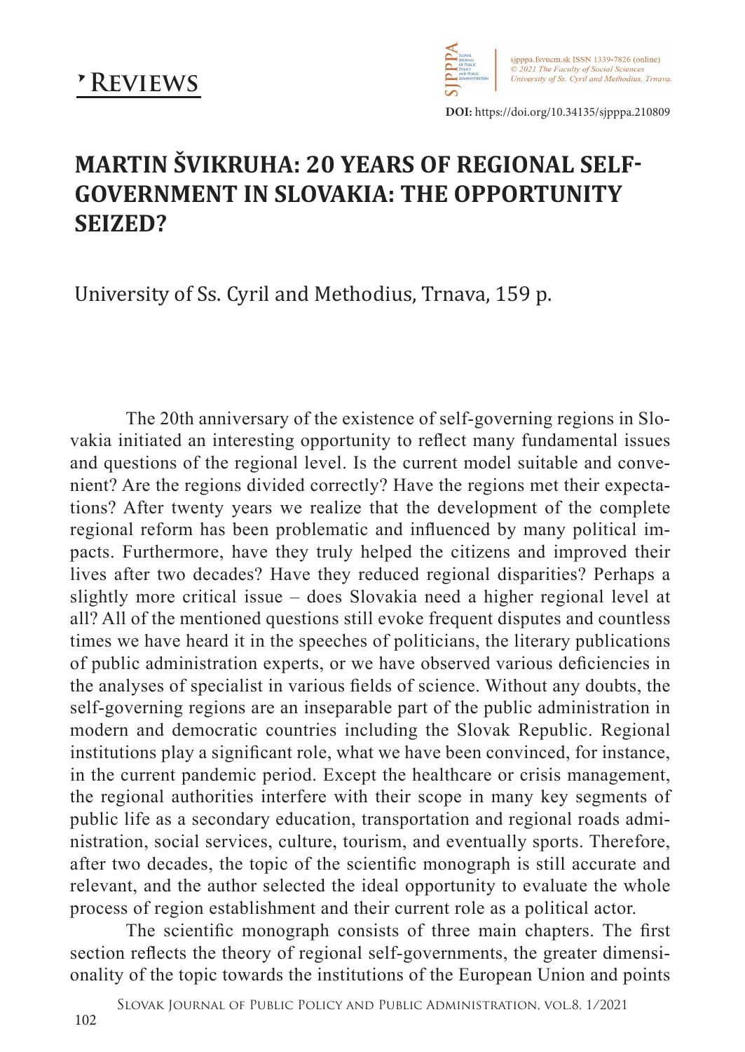# Reviews

DOI: https://doi.org/10.34135/sjpppa.210809

## MARTIN ŠVIKRUHA: 20 YEARS OF REGIONAL SELF-GOVERNMENT IN SLOVAKIA: THE OPPORTUNITY SEIZED?

University of Ss. Cyril and Methodius, Trnava, 159 p.

The 20th anniversary of the existence of self-governing regions in Slovakia initiated an interesting opportunity to reflect many fundamental issues and questions of the regional level. Is the current model suitable and convenient? Are the regions divided correctly? Have the regions met their expectations? After twenty years we realize that the development of the complete regional reform has been problematic and influenced by many political impacts. Furthermore, have they truly helped the citizens and improved their lives after two decades? Have they reduced regional disparities? Perhaps a slightly more critical issue – does Slovakia need a higher regional level at all? All of the mentioned questions still evoke frequent disputes and countless times we have heard it in the speeches of politicians, the literary publications of public administration experts, or we have observed various deficiencies in the analyses of specialist in various fields of science. Without any doubts, the self-governing regions are an inseparable part of the public administration in modern and democratic countries including the Slovak Republic. Regional institutions play a significant role, what we have been convinced, for instance, in the current pandemic period. Except the healthcare or crisis management, the regional authorities interfere with their scope in many key segments of public life as a secondary education, transportation and regional roads administration, social services, culture, tourism, and eventually sports. Therefore, after two decades, the topic of the scientific monograph is still accurate and relevant, and the author selected the ideal opportunity to evaluate the whole process of region establishment and their current role as a political actor.

The scientific monograph consists of three main chapters. The first section reflects the theory of regional self-governments, the greater dimensionality of the topic towards the institutions of the European Union and points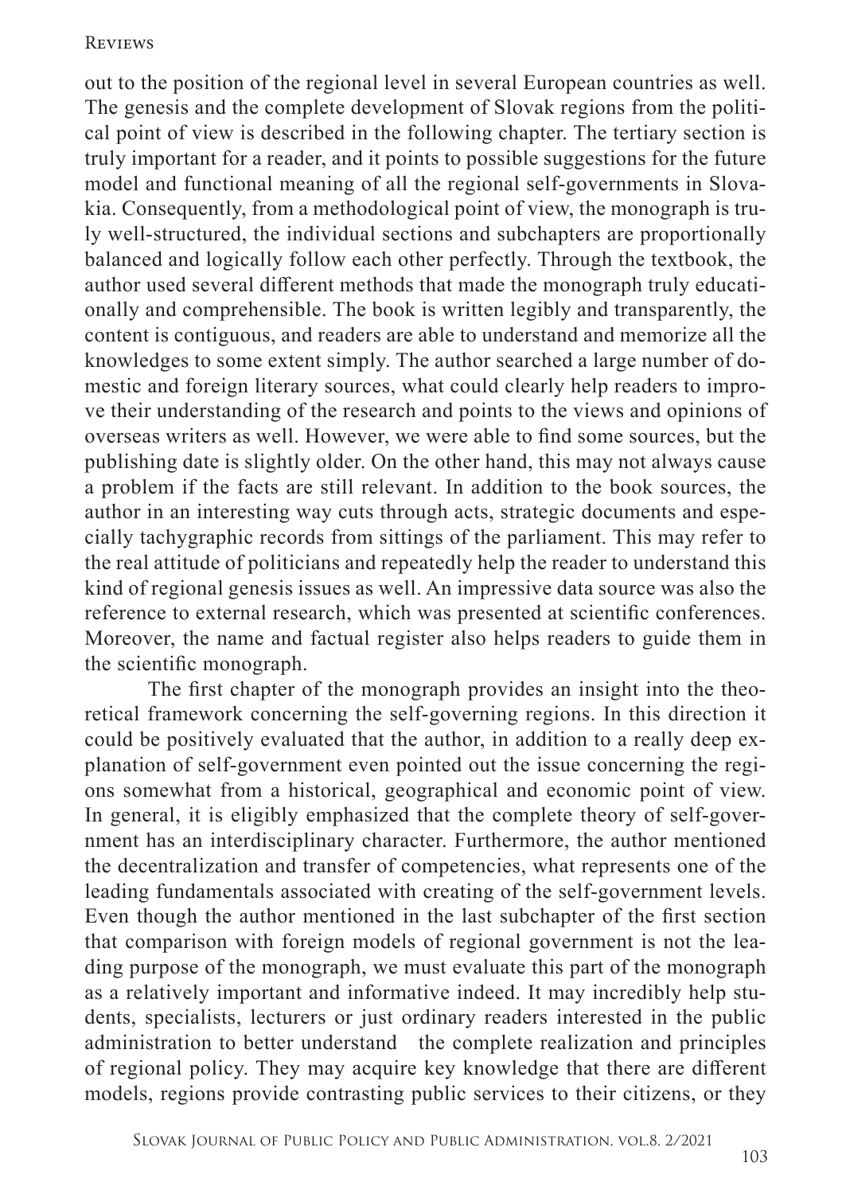out to the position of the regional level in several European countries as well. The genesis and the complete development of Slovak regions from the political point of view is described in the following chapter. The tertiary section is truly important for a reader, and it points to possible suggestions for the future model and functional meaning of all the regional self-governments in Slovakia. Consequently, from a methodological point of view, the monograph is truly well-structured, the individual sections and subchapters are proportionally balanced and logically follow each other perfectly. Through the textbook, the author used several different methods that made the monograph truly educationally and comprehensible. The book is written legibly and transparently, the content is contiguous, and readers are able to understand and memorize all the knowledges to some extent simply. The author searched a large number of domestic and foreign literary sources, what could clearly help readers to improve their understanding of the research and points to the views and opinions of overseas writers as well. However, we were able to find some sources, but the publishing date is slightly older. On the other hand, this may not always cause a problem if the facts are still relevant. In addition to the book sources, the author in an interesting way cuts through acts, strategic documents and especially tachygraphic records from sittings of the parliament. This may refer to the real attitude of politicians and repeatedly help the reader to understand this kind of regional genesis issues as well. An impressive data source was also the reference to external research, which was presented at scientific conferences. Moreover, the name and factual register also helps readers to guide them in the scientific monograph.

The first chapter of the monograph provides an insight into the theoretical framework concerning the self-governing regions. In this direction it could be positively evaluated that the author, in addition to a really deep explanation of self-government even pointed out the issue concerning the regions somewhat from a historical, geographical and economic point of view. In general, it is eligibly emphasized that the complete theory of self-government has an interdisciplinary character. Furthermore, the author mentioned the decentralization and transfer of competencies, what represents one of the leading fundamentals associated with creating of the self-government levels. Even though the author mentioned in the last subchapter of the first section that comparison with foreign models of regional government is not the leading purpose of the monograph, we must evaluate this part of the monograph as a relatively important and informative indeed. It may incredibly help students, specialists, lecturers or just ordinary readers interested in the public administration to better understand the complete realization and principles of regional policy. They may acquire key knowledge that there are different models, regions provide contrasting public services to their citizens, or they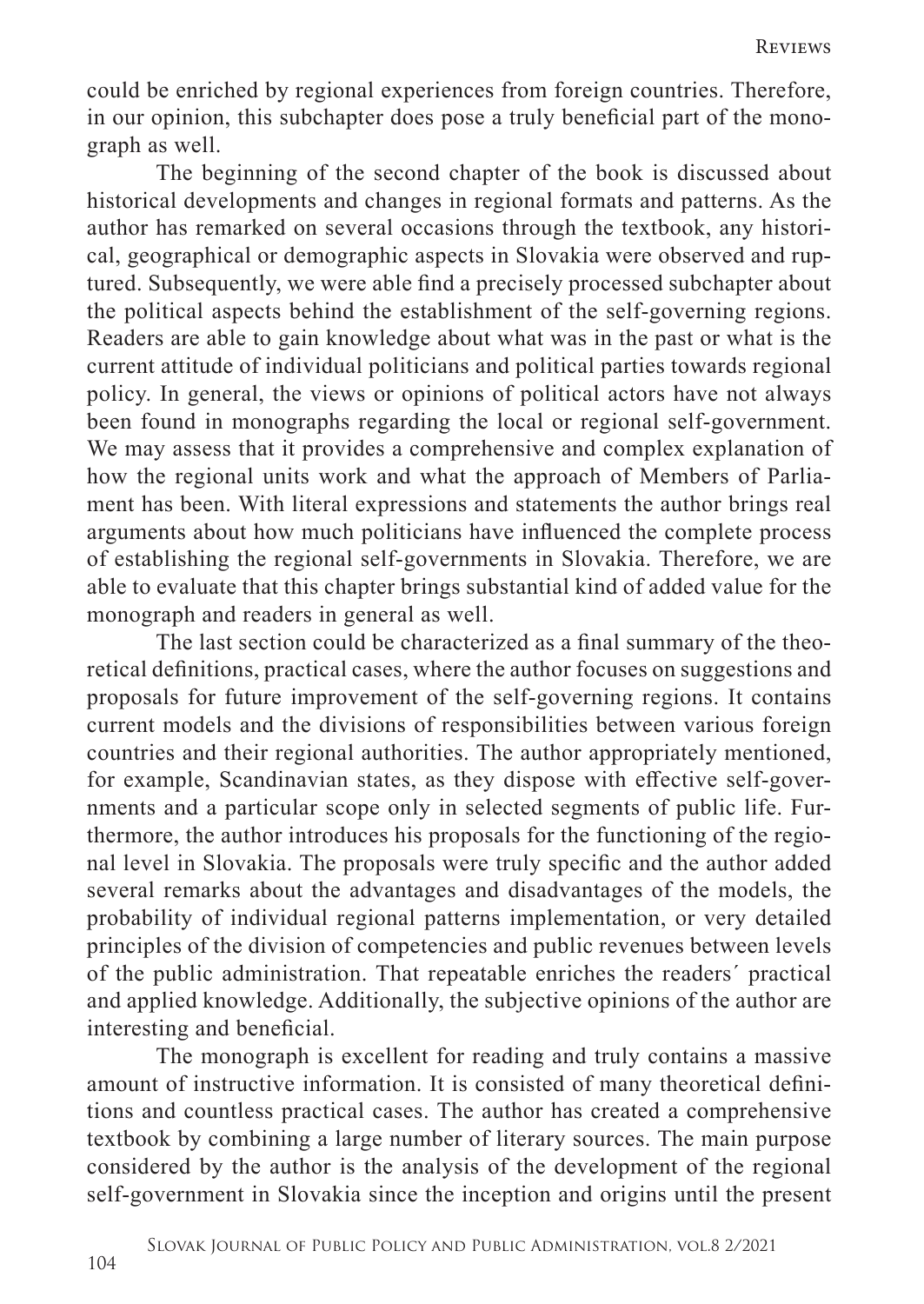could be enriched by regional experiences from foreign countries. Therefore, in our opinion, this subchapter does pose a truly beneficial part of the monograph as well.

The beginning of the second chapter of the book is discussed about historical developments and changes in regional formats and patterns. As the author has remarked on several occasions through the textbook, any historical, geographical or demographic aspects in Slovakia were observed and ruptured. Subsequently, we were able find a precisely processed subchapter about the political aspects behind the establishment of the self-governing regions. Readers are able to gain knowledge about what was in the past or what is the current attitude of individual politicians and political parties towards regional policy. In general, the views or opinions of political actors have not always been found in monographs regarding the local or regional self-government. We may assess that it provides a comprehensive and complex explanation of how the regional units work and what the approach of Members of Parliament has been. With literal expressions and statements the author brings real arguments about how much politicians have influenced the complete process of establishing the regional self-governments in Slovakia. Therefore, we are able to evaluate that this chapter brings substantial kind of added value for the monograph and readers in general as well.

The last section could be characterized as a final summary of the theoretical definitions, practical cases, where the author focuses on suggestions and proposals for future improvement of the self-governing regions. It contains current models and the divisions of responsibilities between various foreign countries and their regional authorities. The author appropriately mentioned, for example, Scandinavian states, as they dispose with effective self-governments and a particular scope only in selected segments of public life. Furthermore, the author introduces his proposals for the functioning of the regional level in Slovakia. The proposals were truly specific and the author added several remarks about the advantages and disadvantages of the models, the probability of individual regional patterns implementation, or very detailed principles of the division of competencies and public revenues between levels of the public administration. That repeatable enriches the readers´ practical and applied knowledge. Additionally, the subjective opinions of the author are interesting and beneficial.

The monograph is excellent for reading and truly contains a massive amount of instructive information. It is consisted of many theoretical definitions and countless practical cases. The author has created a comprehensive textbook by combining a large number of literary sources. The main purpose considered by the author is the analysis of the development of the regional self-government in Slovakia since the inception and origins until the present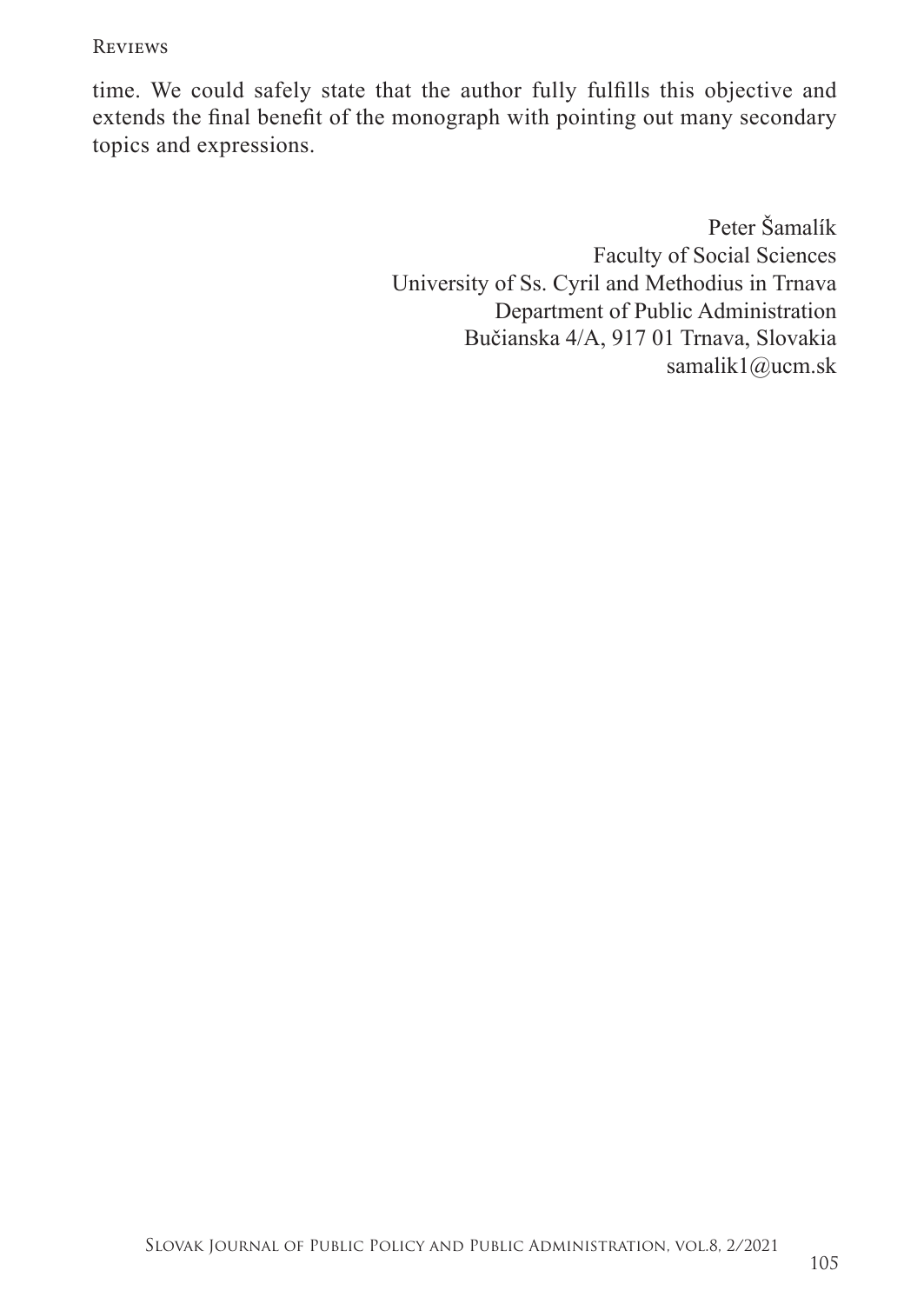time. We could safely state that the author fully fulfills this objective and extends the final benefit of the monograph with pointing out many secondary topics and expressions.

Peter Šamalík
Faculty of Social Sciences
University of Ss. Cyril and Methodius in Trnava
Department of Public Administration
Bučianska 4/A, 917 01 Trnava, Slovakia
samalik1@ucm.sk